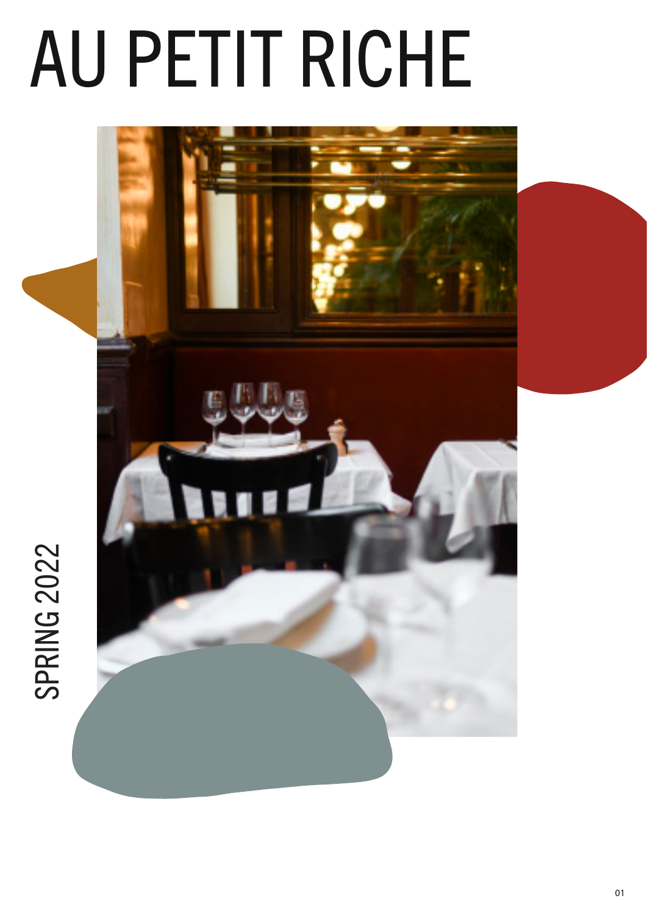# AU PETIT RICHE

SPRING 2022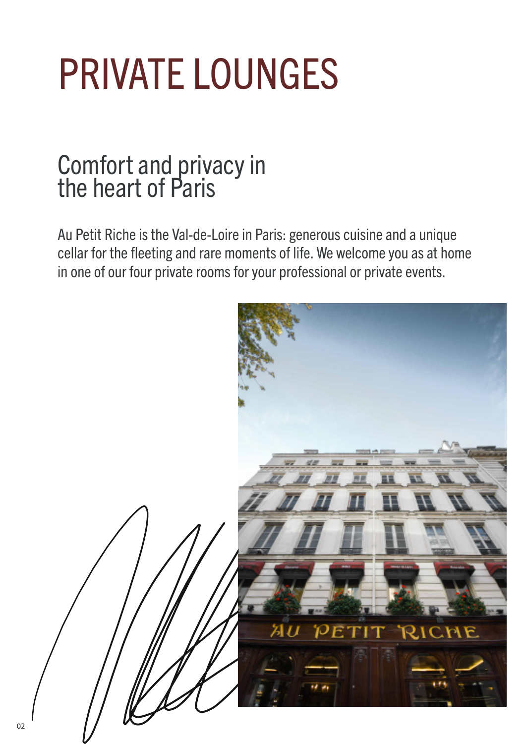# PRIVATE LOUNGES

## Comfort and privacy in the heart of Paris

Au Petit Riche is the Val-de-Loire in Paris: generous cuisine and a unique cellar for the fleeting and rare moments of life. We welcome you as at home in one of our four private rooms for your professional or private events.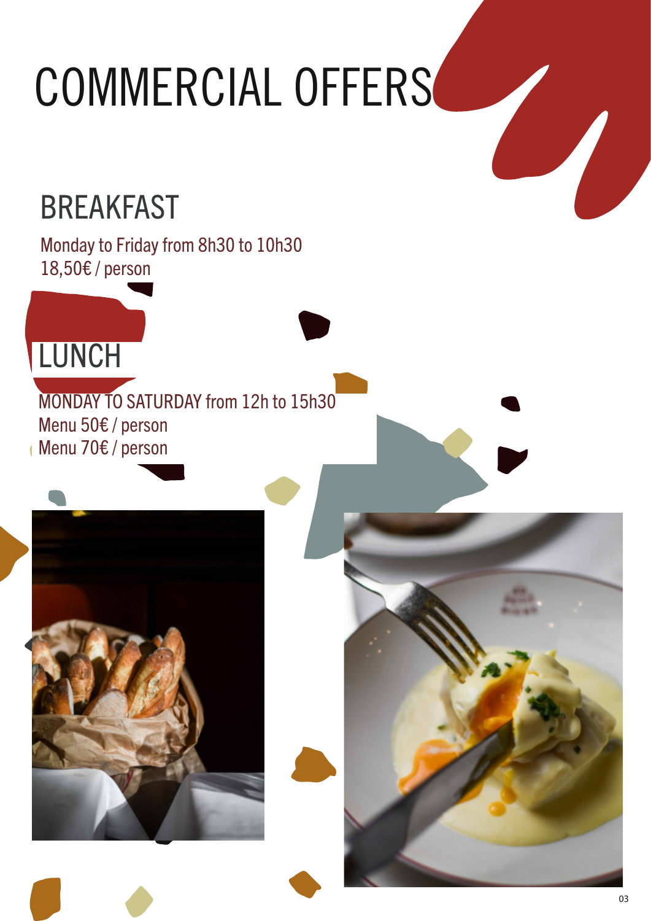# COMMERCIAL OFFERS

## BREAKFAST

Monday to Friday from 8h30 to 10h30
18,50€ / person

## LUNCH

MONDAY TO SATURDAY from 12h to 15h30
Menu 50€ / person
Menu 70€ / person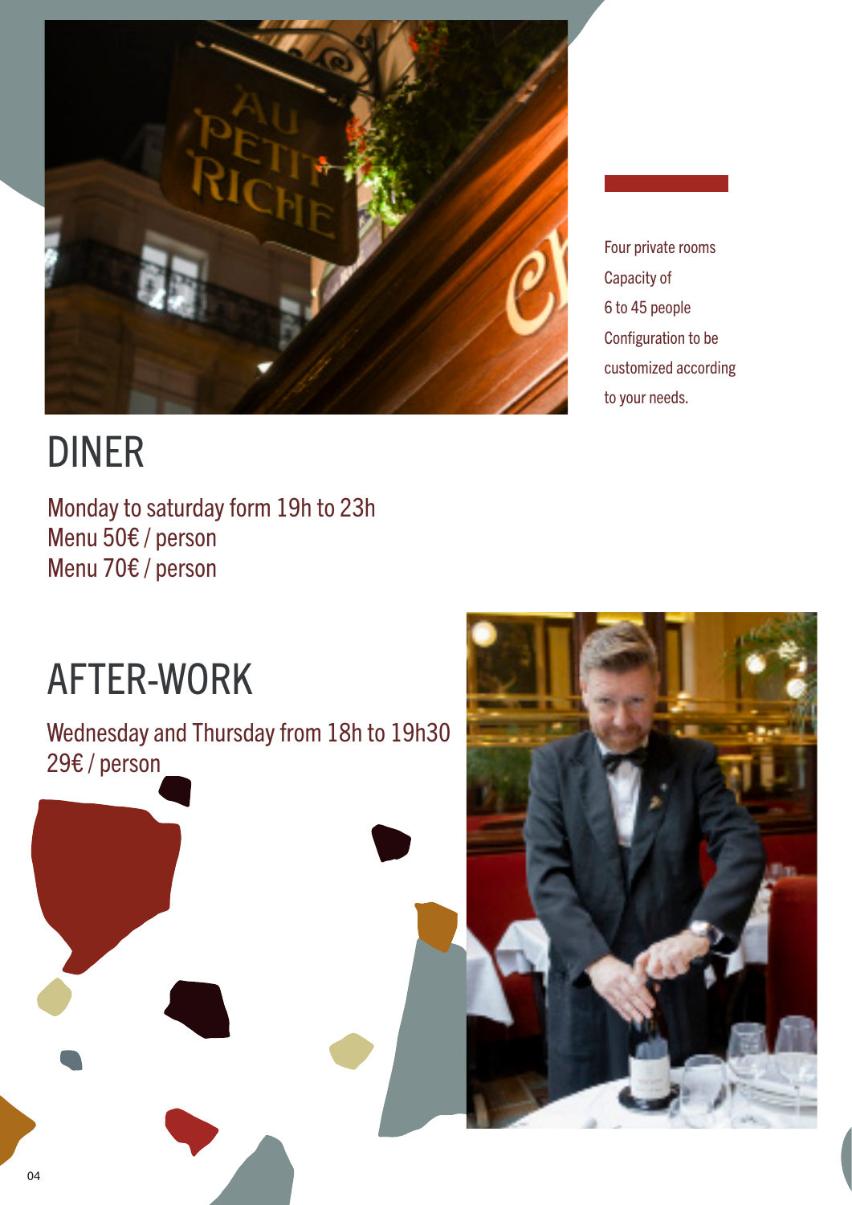Four private rooms
Capacity of
6 to 45 people
Configuration to be
customized according
to your needs.

# DINER

Monday to saturday form 19h to 23h
Menu 50€ / person
Menu 70€ / person

# AFTER-WORK

Wednesday and Thursday from 18h to 19h30
29€ / person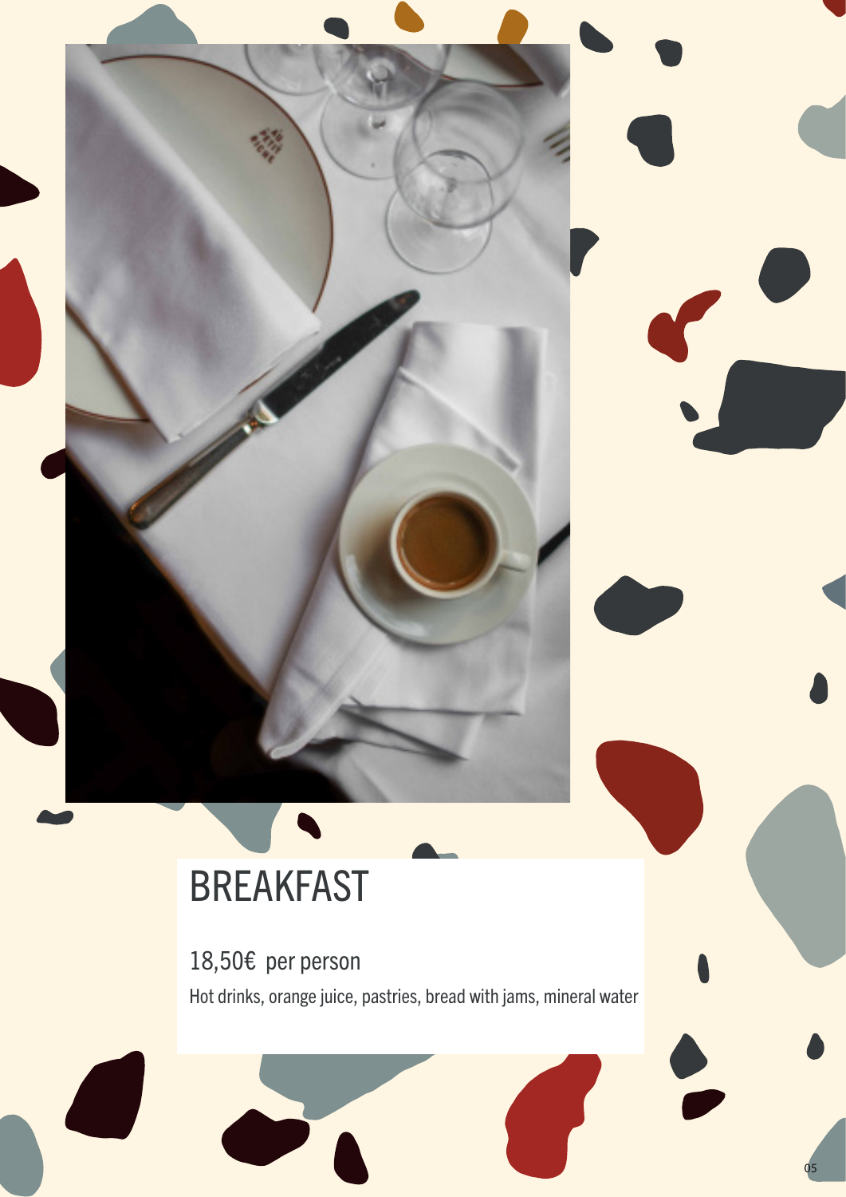# BREAKFAST

18,50€ per person

Hot drinks, orange juice, pastries, bread with jams, mineral water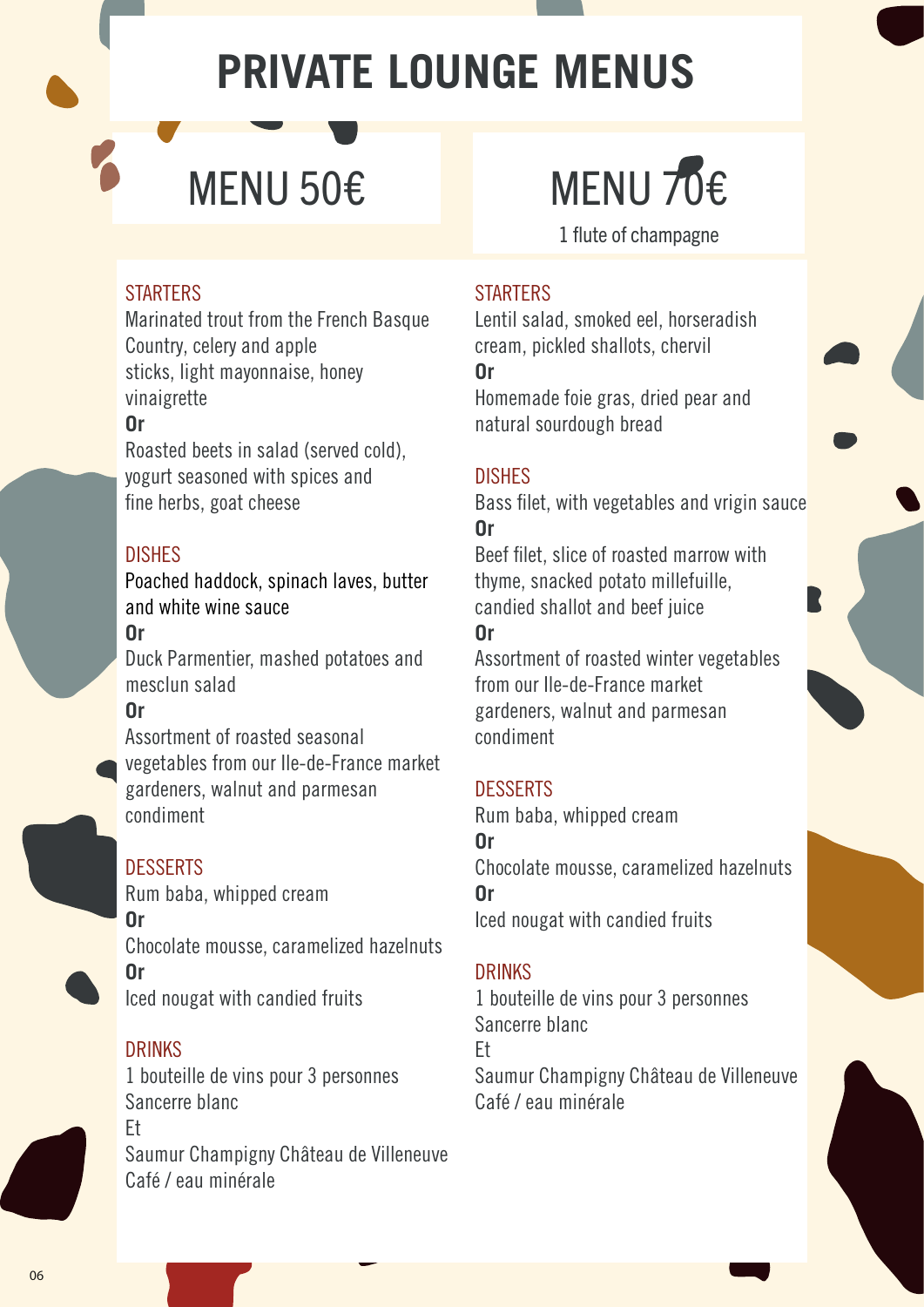# PRIVATE LOUNGE MENUS

## MENU 50€

### STARTERS

Marinated trout from the French Basque Country, celery and apple sticks, light mayonnaise, honey vinaigrette

**Or**

Roasted beets in salad (served cold), yogurt seasoned with spices and fine herbs, goat cheese

### DISHES

Poached haddock, spinach laves, butter and white wine sauce

**Or**

Duck Parmentier, mashed potatoes and mesclun salad

**Or**

Assortment of roasted seasonal vegetables from our Ile-de-France market gardeners, walnut and parmesan condiment

### DESSERTS

Rum baba, whipped cream

**Or**

Chocolate mousse, caramelized hazelnuts

**Or**

Iced nougat with candied fruits

### DRINKS

1 bouteille de vins pour 3 personnes
Sancerre blanc
Et
Saumur Champigny Château de Villeneuve
Café / eau minérale

## MENU 70€

1 flute of champagne

### STARTERS

Lentil salad, smoked eel, horseradish cream, pickled shallots, chervil

**Or**

Homemade foie gras, dried pear and natural sourdough bread

### DISHES

Bass filet, with vegetables and vrigin sauce

**Or**

Beef filet, slice of roasted marrow with thyme, snacked potato millefuille, candied shallot and beef juice

**Or**

Assortment of roasted winter vegetables from our Ile-de-France market gardeners, walnut and parmesan condiment

### DESSERTS

Rum baba, whipped cream

**Or**

Chocolate mousse, caramelized hazelnuts

**Or**

Iced nougat with candied fruits

### DRINKS

1 bouteille de vins pour 3 personnes
Sancerre blanc
Et
Saumur Champigny Château de Villeneuve
Café / eau minérale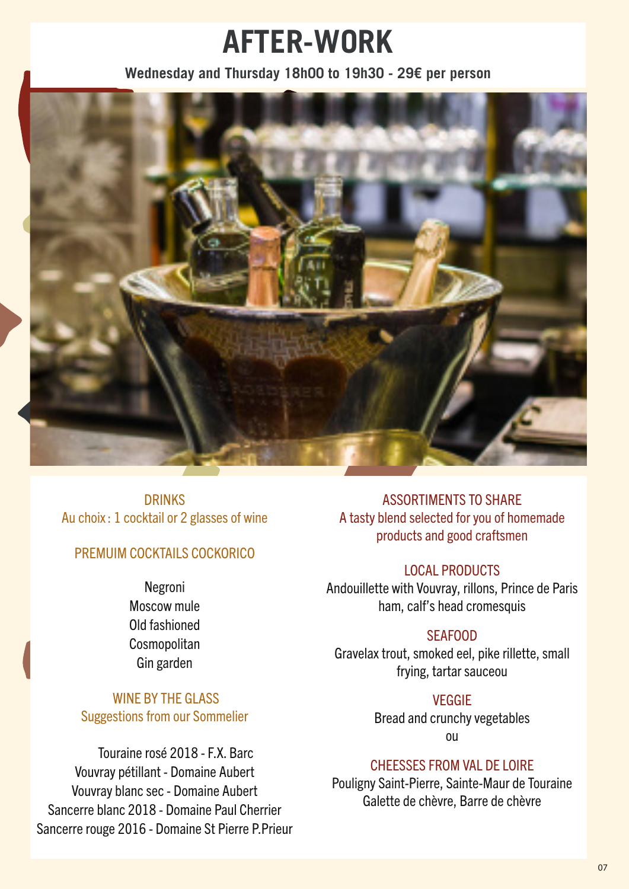# AFTER-WORK

**Wednesday and Thursday 18h00 to 19h30 - 29€ per person**

DRINKS
Au choix : 1 cocktail or 2 glasses of wine

PREMUIM COCKTAILS COCKORICO

Negroni
Moscow mule
Old fashioned
Cosmopolitan
Gin garden

WINE BY THE GLASS
Suggestions from our Sommelier

Touraine rosé 2018 - F.X. Barc
Vouvray pétillant - Domaine Aubert
Vouvray blanc sec - Domaine Aubert
Sancerre blanc 2018 - Domaine Paul Cherrier
Sancerre rouge 2016 - Domaine St Pierre P.Prieur

ASSORTIMENTS TO SHARE
A tasty blend selected for you of homemade products and good craftsmen

LOCAL PRODUCTS
Andouillette with Vouvray, rillons, Prince de Paris ham, calf's head cromesquis

SEAFOOD
Gravelax trout, smoked eel, pike rillette, small frying, tartar sauceou

VEGGIE
Bread and crunchy vegetables
ou

CHEESSES FROM VAL DE LOIRE
Pouligny Saint-Pierre, Sainte-Maur de Touraine
Galette de chèvre, Barre de chèvre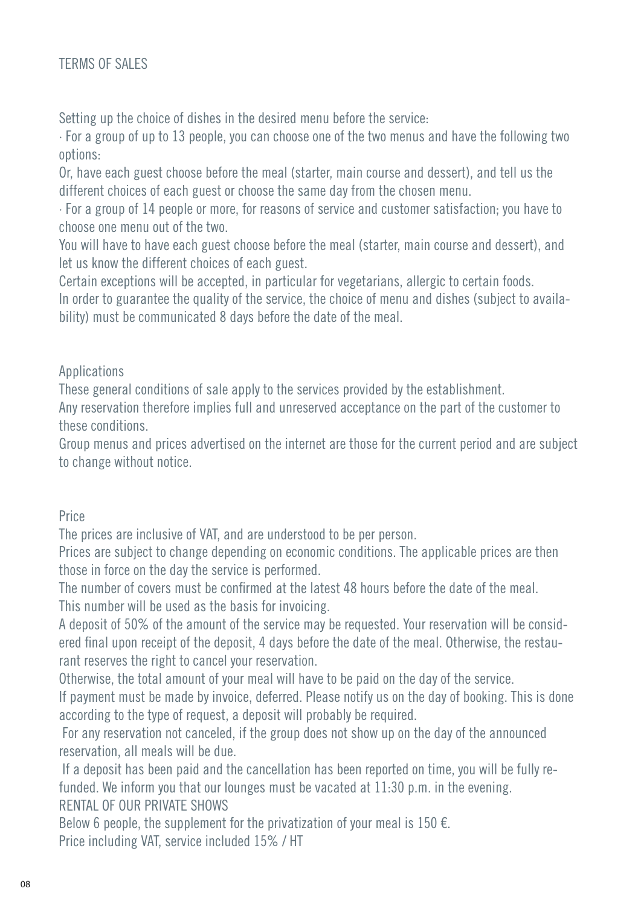# TERMS OF SALES

Setting up the choice of dishes in the desired menu before the service:

· For a group of up to 13 people, you can choose one of the two menus and have the following two options:

Or, have each guest choose before the meal (starter, main course and dessert), and tell us the different choices of each guest or choose the same day from the chosen menu.

· For a group of 14 people or more, for reasons of service and customer satisfaction; you have to choose one menu out of the two.

You will have to have each guest choose before the meal (starter, main course and dessert), and let us know the different choices of each guest.

Certain exceptions will be accepted, in particular for vegetarians, allergic to certain foods.

In order to guarantee the quality of the service, the choice of menu and dishes (subject to availability) must be communicated 8 days before the date of the meal.

## Applications

These general conditions of sale apply to the services provided by the establishment.

Any reservation therefore implies full and unreserved acceptance on the part of the customer to these conditions.

Group menus and prices advertised on the internet are those for the current period and are subject to change without notice.

## Price

The prices are inclusive of VAT, and are understood to be per person.

Prices are subject to change depending on economic conditions. The applicable prices are then those in force on the day the service is performed.

The number of covers must be confirmed at the latest 48 hours before the date of the meal.

This number will be used as the basis for invoicing.

A deposit of 50% of the amount of the service may be requested. Your reservation will be considered final upon receipt of the deposit, 4 days before the date of the meal. Otherwise, the restaurant reserves the right to cancel your reservation.

Otherwise, the total amount of your meal will have to be paid on the day of the service.

If payment must be made by invoice, deferred. Please notify us on the day of booking. This is done according to the type of request, a deposit will probably be required.

For any reservation not canceled, if the group does not show up on the day of the announced reservation, all meals will be due.

If a deposit has been paid and the cancellation has been reported on time, you will be fully refunded. We inform you that our lounges must be vacated at 11:30 p.m. in the evening.

RENTAL OF OUR PRIVATE SHOWS

Below 6 people, the supplement for the privatization of your meal is 150 €.

Price including VAT, service included 15% / HT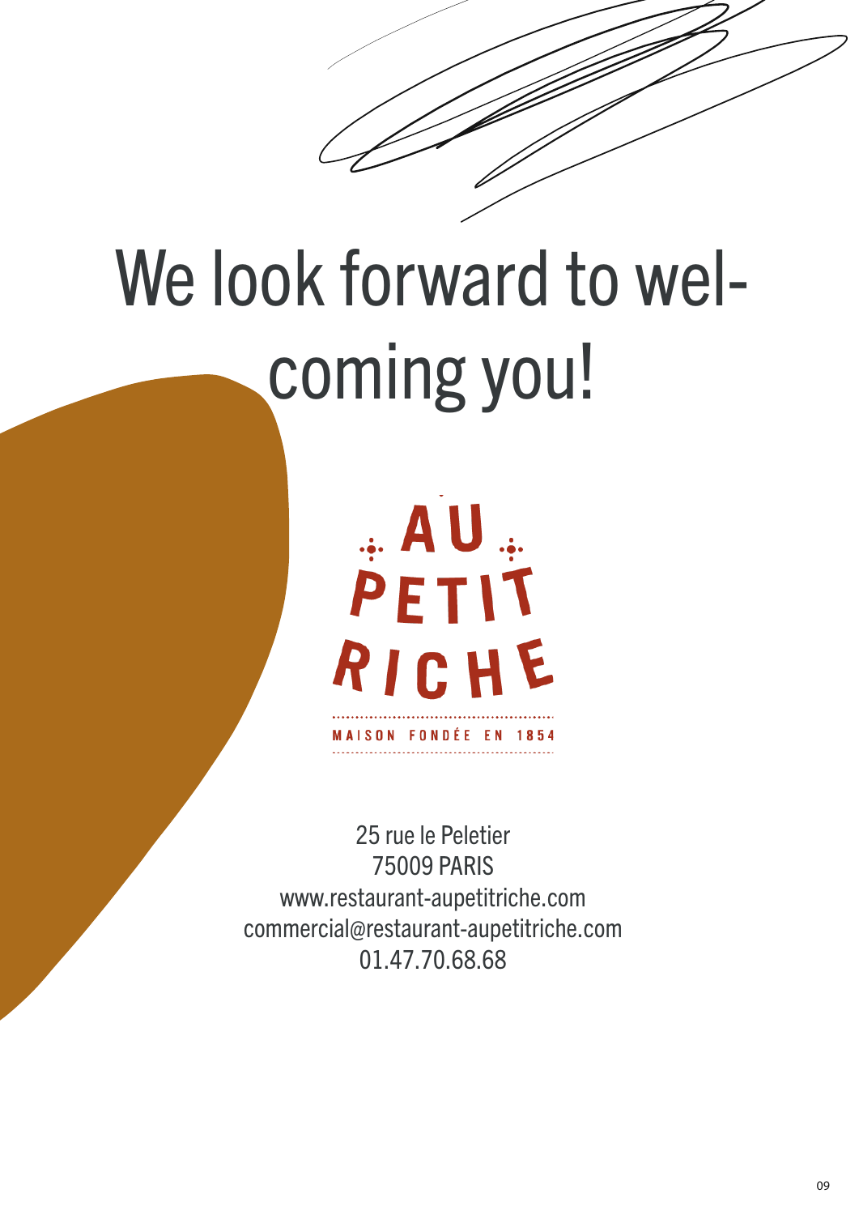# We look forward to welcoming you!

AU PETIT RICHE

MAISON FONDÉE EN 1854

25 rue le Peletier
75009 PARIS
www.restaurant-aupetitriche.com
commercial@restaurant-aupetitriche.com
01.47.70.68.68